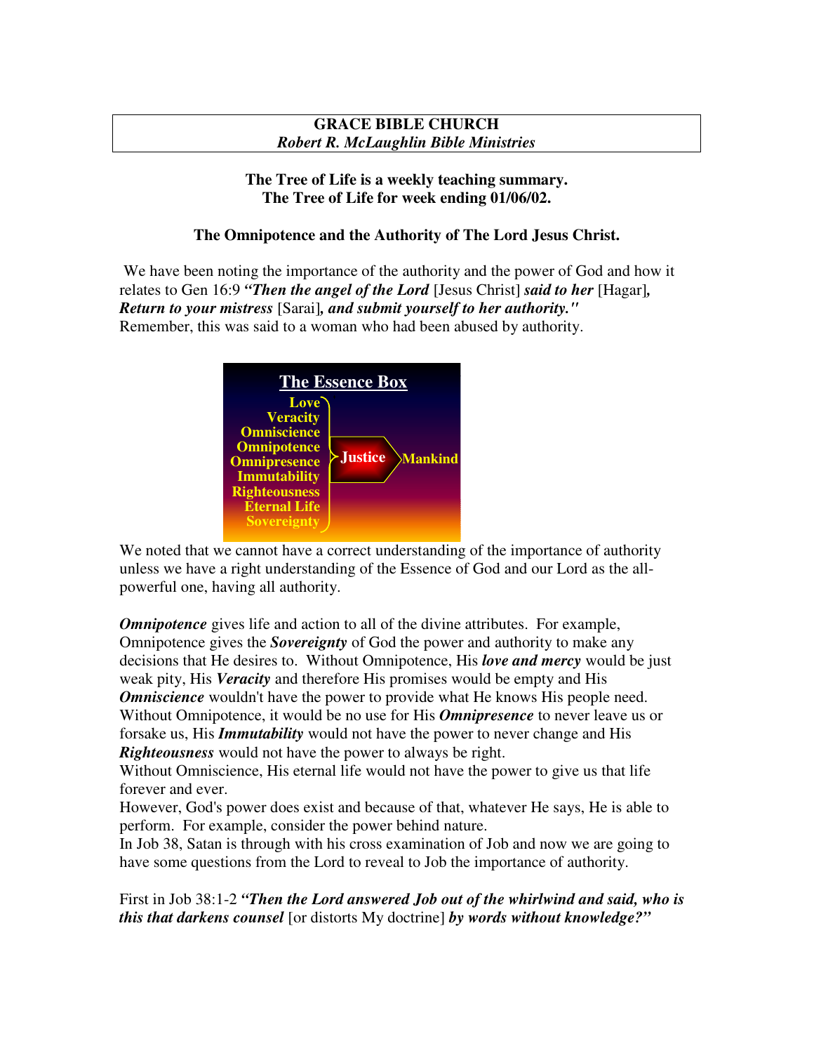**GRACE BIBLE CHURCH**
***Robert R. McLaughlin Bible Ministries***

**The Tree of Life is a weekly teaching summary.**
**The Tree of Life for week ending 01/06/02.**

## The Omnipotence and the Authority of The Lord Jesus Christ.

We have been noting the importance of the authority and the power of God and how it relates to Gen 16:9 ***"Then the angel of the Lord*** [Jesus Christ] ***said to her*** [Hagar]***, Return to your mistress*** [Sarai]***, and submit yourself to her authority."***
Remember, this was said to a woman who had been abused by authority.

**The Essence Box**

Love
Veracity
Omniscience
Omnipotence
Omnipresence
Immutability
Righteousness
Eternal Life
Sovereignty

→ Justice → Mankind

We noted that we cannot have a correct understanding of the importance of authority unless we have a right understanding of the Essence of God and our Lord as the all-powerful one, having all authority.

***Omnipotence*** gives life and action to all of the divine attributes. For example, Omnipotence gives the ***Sovereignty*** of God the power and authority to make any decisions that He desires to. Without Omnipotence, His ***love and mercy*** would be just weak pity, His ***Veracity*** and therefore His promises would be empty and His ***Omniscience*** wouldn't have the power to provide what He knows His people need. Without Omnipotence, it would be no use for His ***Omnipresence*** to never leave us or forsake us, His ***Immutability*** would not have the power to never change and His ***Righteousness*** would not have the power to always be right.
Without Omniscience, His eternal life would not have the power to give us that life forever and ever.
However, God's power does exist and because of that, whatever He says, He is able to perform. For example, consider the power behind nature.
In Job 38, Satan is through with his cross examination of Job and now we are going to have some questions from the Lord to reveal to Job the importance of authority.

First in Job 38:1-2 ***"Then the Lord answered Job out of the whirlwind and said, who is this that darkens counsel*** [or distorts My doctrine] ***by words without knowledge?"***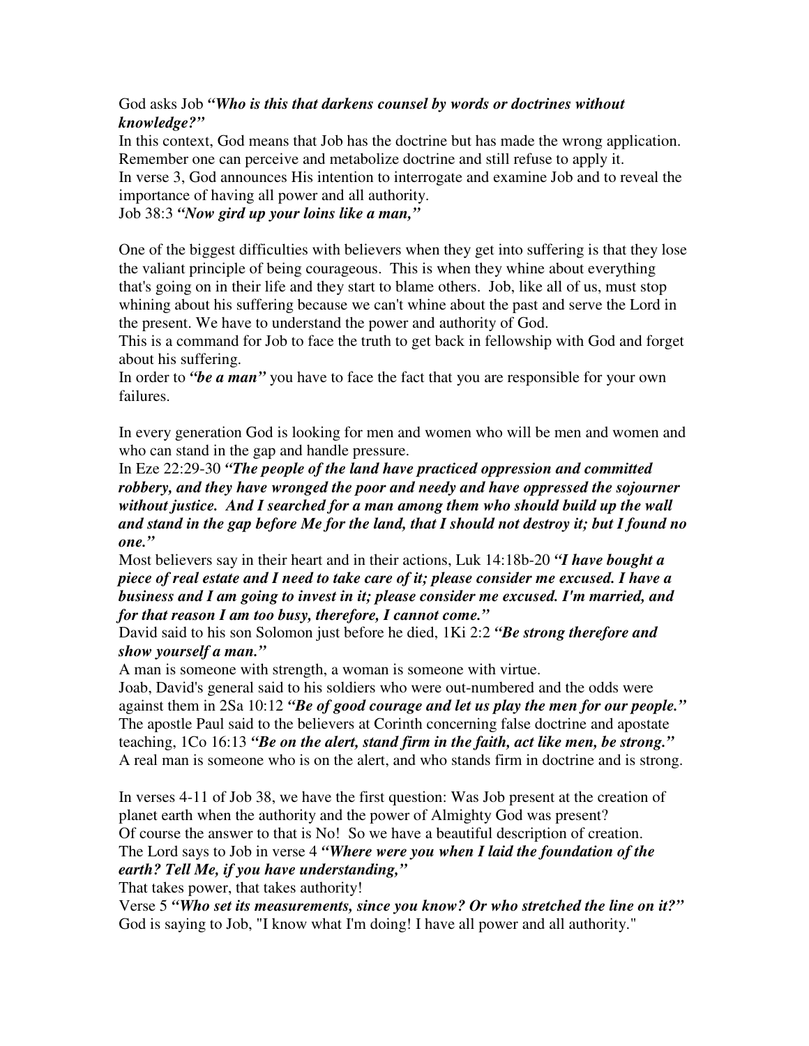God asks Job ***"Who is this that darkens counsel by words or doctrines without knowledge?"***
In this context, God means that Job has the doctrine but has made the wrong application. Remember one can perceive and metabolize doctrine and still refuse to apply it.
In verse 3, God announces His intention to interrogate and examine Job and to reveal the importance of having all power and all authority.
Job 38:3 ***"Now gird up your loins like a man,"***

One of the biggest difficulties with believers when they get into suffering is that they lose the valiant principle of being courageous. This is when they whine about everything that's going on in their life and they start to blame others. Job, like all of us, must stop whining about his suffering because we can't whine about the past and serve the Lord in the present. We have to understand the power and authority of God.
This is a command for Job to face the truth to get back in fellowship with God and forget about his suffering.
In order to ***"be a man"*** you have to face the fact that you are responsible for your own failures.

In every generation God is looking for men and women who will be men and women and who can stand in the gap and handle pressure.
In Eze 22:29-30 ***"The people of the land have practiced oppression and committed robbery, and they have wronged the poor and needy and have oppressed the sojourner without justice. And I searched for a man among them who should build up the wall and stand in the gap before Me for the land, that I should not destroy it; but I found no one."***
Most believers say in their heart and in their actions, Luk 14:18b-20 ***"I have bought a piece of real estate and I need to take care of it; please consider me excused. I have a business and I am going to invest in it; please consider me excused. I'm married, and for that reason I am too busy, therefore, I cannot come."***
David said to his son Solomon just before he died, 1Ki 2:2 ***"Be strong therefore and show yourself a man."***
A man is someone with strength, a woman is someone with virtue.
Joab, David's general said to his soldiers who were out-numbered and the odds were against them in 2Sa 10:12 ***"Be of good courage and let us play the men for our people."***
The apostle Paul said to the believers at Corinth concerning false doctrine and apostate teaching, 1Co 16:13 ***"Be on the alert, stand firm in the faith, act like men, be strong."***
A real man is someone who is on the alert, and who stands firm in doctrine and is strong.

In verses 4-11 of Job 38, we have the first question: Was Job present at the creation of planet earth when the authority and the power of Almighty God was present?
Of course the answer to that is No! So we have a beautiful description of creation.
The Lord says to Job in verse 4 ***"Where were you when I laid the foundation of the earth? Tell Me, if you have understanding,"***
That takes power, that takes authority!
Verse 5 ***"Who set its measurements, since you know? Or who stretched the line on it?"***
God is saying to Job, "I know what I'm doing! I have all power and all authority."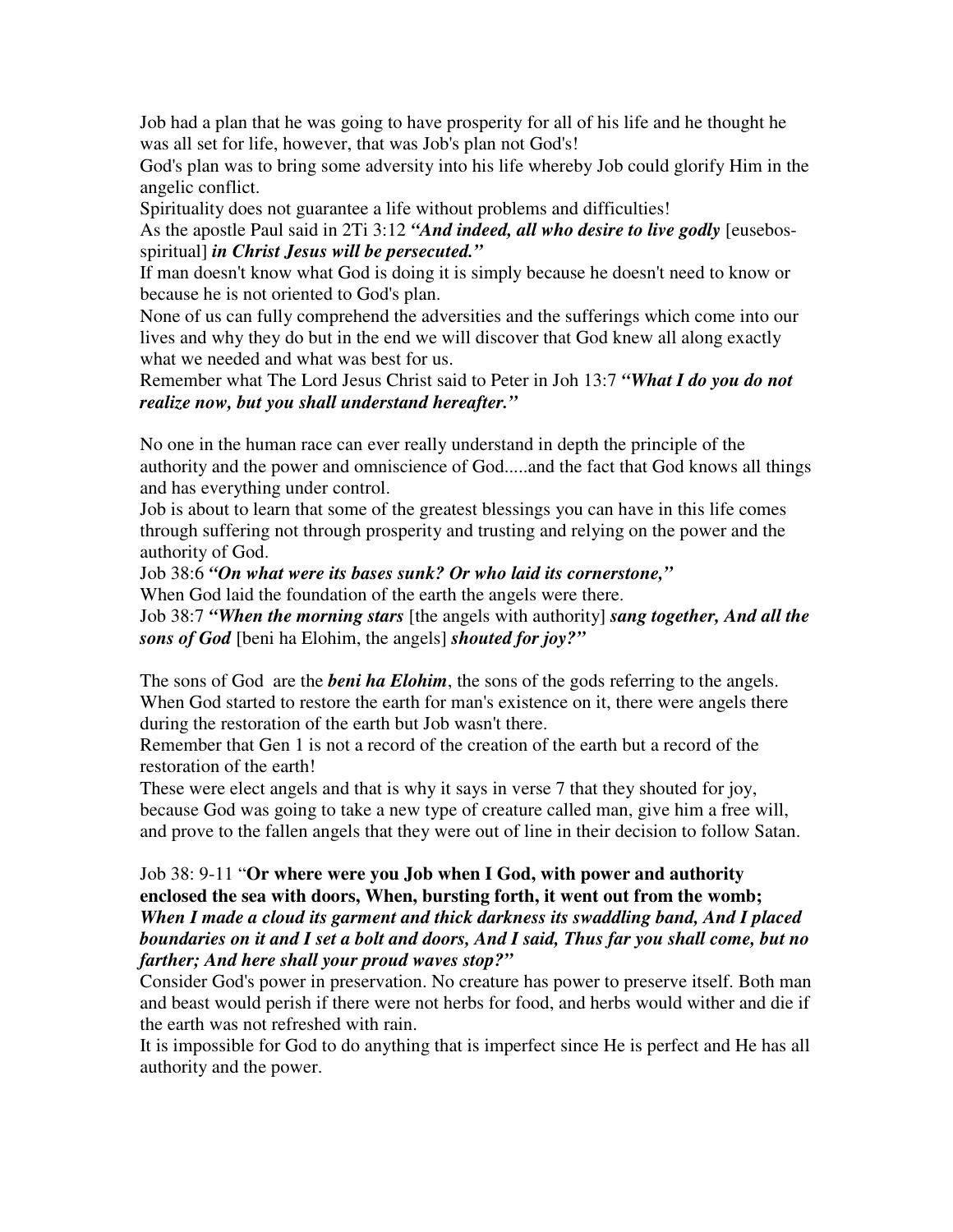Job had a plan that he was going to have prosperity for all of his life and he thought he was all set for life, however, that was Job's plan not God's!

God's plan was to bring some adversity into his life whereby Job could glorify Him in the angelic conflict.

Spirituality does not guarantee a life without problems and difficulties!

As the apostle Paul said in 2Ti 3:12 ***"And indeed, all who desire to live godly*** [eusebos-spiritual] ***in Christ Jesus will be persecuted."***

If man doesn't know what God is doing it is simply because he doesn't need to know or because he is not oriented to God's plan.

None of us can fully comprehend the adversities and the sufferings which come into our lives and why they do but in the end we will discover that God knew all along exactly what we needed and what was best for us.

Remember what The Lord Jesus Christ said to Peter in Joh 13:7 ***"What I do you do not realize now, but you shall understand hereafter."***

No one in the human race can ever really understand in depth the principle of the authority and the power and omniscience of God.....and the fact that God knows all things and has everything under control.

Job is about to learn that some of the greatest blessings you can have in this life comes through suffering not through prosperity and trusting and relying on the power and the authority of God.

Job 38:6 ***"On what were its bases sunk? Or who laid its cornerstone,"***

When God laid the foundation of the earth the angels were there.

Job 38:7 ***"When the morning stars*** [the angels with authority] ***sang together, And all the sons of God*** [beni ha Elohim, the angels] ***shouted for joy?"***

The sons of God are the ***beni ha Elohim***, the sons of the gods referring to the angels.

When God started to restore the earth for man's existence on it, there were angels there during the restoration of the earth but Job wasn't there.

Remember that Gen 1 is not a record of the creation of the earth but a record of the restoration of the earth!

These were elect angels and that is why it says in verse 7 that they shouted for joy, because God was going to take a new type of creature called man, give him a free will, and prove to the fallen angels that they were out of line in their decision to follow Satan.

Job 38: 9-11 "**Or where were you Job when I God, with power and authority enclosed the sea with doors, When, bursting forth, it went out from the womb;** ***When I made a cloud its garment and thick darkness its swaddling band, And I placed boundaries on it and I set a bolt and doors, And I said, Thus far you shall come, but no farther; And here shall your proud waves stop?"***

Consider God's power in preservation. No creature has power to preserve itself. Both man and beast would perish if there were not herbs for food, and herbs would wither and die if the earth was not refreshed with rain.

It is impossible for God to do anything that is imperfect since He is perfect and He has all authority and the power.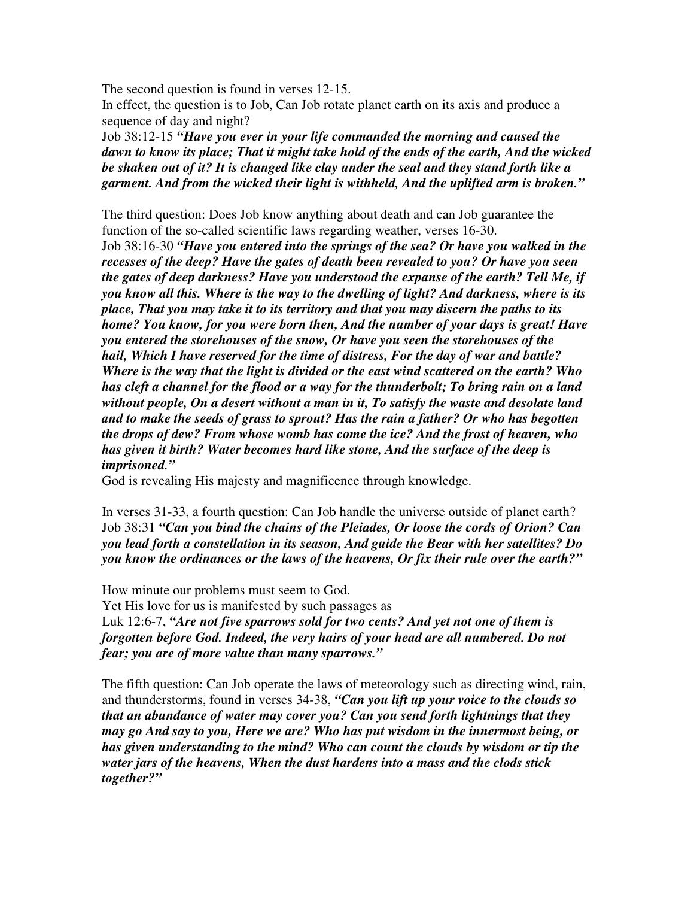The second question is found in verses 12-15.

In effect, the question is to Job, Can Job rotate planet earth on its axis and produce a sequence of day and night?

Job 38:12-15 ***"Have you ever in your life commanded the morning and caused the dawn to know its place; That it might take hold of the ends of the earth, And the wicked be shaken out of it? It is changed like clay under the seal and they stand forth like a garment. And from the wicked their light is withheld, And the uplifted arm is broken."***

The third question: Does Job know anything about death and can Job guarantee the function of the so-called scientific laws regarding weather, verses 16-30.

Job 38:16-30 ***"Have you entered into the springs of the sea? Or have you walked in the recesses of the deep? Have the gates of death been revealed to you? Or have you seen the gates of deep darkness? Have you understood the expanse of the earth? Tell Me, if you know all this. Where is the way to the dwelling of light? And darkness, where is its place, That you may take it to its territory and that you may discern the paths to its home? You know, for you were born then, And the number of your days is great! Have you entered the storehouses of the snow, Or have you seen the storehouses of the hail, Which I have reserved for the time of distress, For the day of war and battle? Where is the way that the light is divided or the east wind scattered on the earth? Who has cleft a channel for the flood or a way for the thunderbolt; To bring rain on a land without people, On a desert without a man in it, To satisfy the waste and desolate land and to make the seeds of grass to sprout? Has the rain a father? Or who has begotten the drops of dew? From whose womb has come the ice? And the frost of heaven, who has given it birth? Water becomes hard like stone, And the surface of the deep is imprisoned."***

God is revealing His majesty and magnificence through knowledge.

In verses 31-33, a fourth question: Can Job handle the universe outside of planet earth?

Job 38:31 ***"Can you bind the chains of the Pleiades, Or loose the cords of Orion? Can you lead forth a constellation in its season, And guide the Bear with her satellites? Do you know the ordinances or the laws of the heavens, Or fix their rule over the earth?"***

How minute our problems must seem to God.

Yet His love for us is manifested by such passages as

Luk 12:6-7, ***"Are not five sparrows sold for two cents? And yet not one of them is forgotten before God. Indeed, the very hairs of your head are all numbered. Do not fear; you are of more value than many sparrows."***

The fifth question: Can Job operate the laws of meteorology such as directing wind, rain, and thunderstorms, found in verses 34-38, ***"Can you lift up your voice to the clouds so that an abundance of water may cover you? Can you send forth lightnings that they may go And say to you, Here we are? Who has put wisdom in the innermost being, or has given understanding to the mind? Who can count the clouds by wisdom or tip the water jars of the heavens, When the dust hardens into a mass and the clods stick together?"***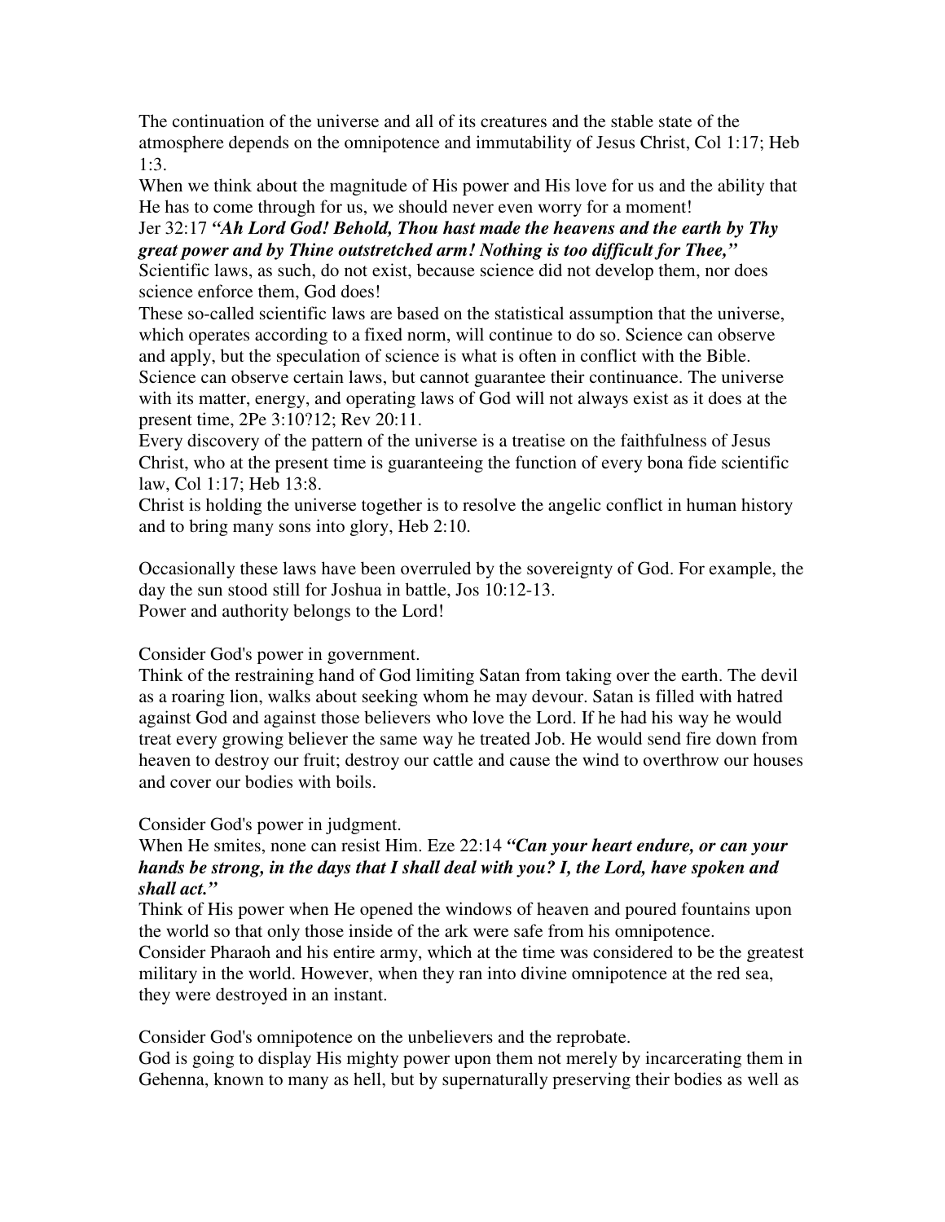The continuation of the universe and all of its creatures and the stable state of the atmosphere depends on the omnipotence and immutability of Jesus Christ, Col 1:17; Heb 1:3.

When we think about the magnitude of His power and His love for us and the ability that He has to come through for us, we should never even worry for a moment!

Jer 32:17 ***"Ah Lord God! Behold, Thou hast made the heavens and the earth by Thy great power and by Thine outstretched arm! Nothing is too difficult for Thee,"***

Scientific laws, as such, do not exist, because science did not develop them, nor does science enforce them, God does!

These so-called scientific laws are based on the statistical assumption that the universe, which operates according to a fixed norm, will continue to do so. Science can observe and apply, but the speculation of science is what is often in conflict with the Bible. Science can observe certain laws, but cannot guarantee their continuance. The universe with its matter, energy, and operating laws of God will not always exist as it does at the present time, 2Pe 3:10?12; Rev 20:11.

Every discovery of the pattern of the universe is a treatise on the faithfulness of Jesus Christ, who at the present time is guaranteeing the function of every bona fide scientific law, Col 1:17; Heb 13:8.

Christ is holding the universe together is to resolve the angelic conflict in human history and to bring many sons into glory, Heb 2:10.

Occasionally these laws have been overruled by the sovereignty of God. For example, the day the sun stood still for Joshua in battle, Jos 10:12-13.

Power and authority belongs to the Lord!

Consider God's power in government.

Think of the restraining hand of God limiting Satan from taking over the earth. The devil as a roaring lion, walks about seeking whom he may devour. Satan is filled with hatred against God and against those believers who love the Lord. If he had his way he would treat every growing believer the same way he treated Job. He would send fire down from heaven to destroy our fruit; destroy our cattle and cause the wind to overthrow our houses and cover our bodies with boils.

Consider God's power in judgment.

When He smites, none can resist Him. Eze 22:14 ***"Can your heart endure, or can your hands be strong, in the days that I shall deal with you? I, the Lord, have spoken and shall act."***

Think of His power when He opened the windows of heaven and poured fountains upon the world so that only those inside of the ark were safe from his omnipotence.

Consider Pharaoh and his entire army, which at the time was considered to be the greatest military in the world. However, when they ran into divine omnipotence at the red sea, they were destroyed in an instant.

Consider God's omnipotence on the unbelievers and the reprobate.

God is going to display His mighty power upon them not merely by incarcerating them in Gehenna, known to many as hell, but by supernaturally preserving their bodies as well as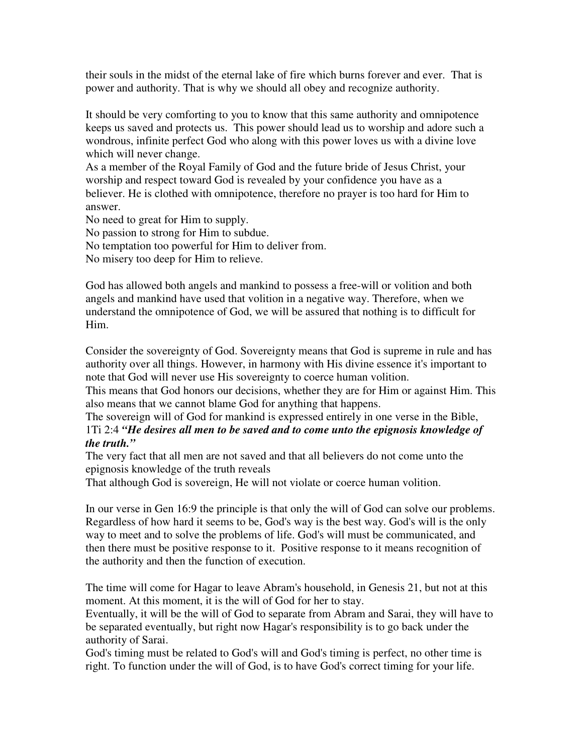their souls in the midst of the eternal lake of fire which burns forever and ever. That is power and authority. That is why we should all obey and recognize authority.

It should be very comforting to you to know that this same authority and omnipotence keeps us saved and protects us. This power should lead us to worship and adore such a wondrous, infinite perfect God who along with this power loves us with a divine love which will never change.

As a member of the Royal Family of God and the future bride of Jesus Christ, your worship and respect toward God is revealed by your confidence you have as a believer. He is clothed with omnipotence, therefore no prayer is too hard for Him to answer.

No need to great for Him to supply.

No passion to strong for Him to subdue.

No temptation too powerful for Him to deliver from.

No misery too deep for Him to relieve.

God has allowed both angels and mankind to possess a free-will or volition and both angels and mankind have used that volition in a negative way. Therefore, when we understand the omnipotence of God, we will be assured that nothing is to difficult for Him.

Consider the sovereignty of God. Sovereignty means that God is supreme in rule and has authority over all things. However, in harmony with His divine essence it's important to note that God will never use His sovereignty to coerce human volition.

This means that God honors our decisions, whether they are for Him or against Him. This also means that we cannot blame God for anything that happens.

The sovereign will of God for mankind is expressed entirely in one verse in the Bible, 1Ti 2:4 ***"He desires all men to be saved and to come unto the epignosis knowledge of the truth."***

The very fact that all men are not saved and that all believers do not come unto the epignosis knowledge of the truth reveals

That although God is sovereign, He will not violate or coerce human volition.

In our verse in Gen 16:9 the principle is that only the will of God can solve our problems. Regardless of how hard it seems to be, God's way is the best way. God's will is the only way to meet and to solve the problems of life. God's will must be communicated, and then there must be positive response to it. Positive response to it means recognition of the authority and then the function of execution.

The time will come for Hagar to leave Abram's household, in Genesis 21, but not at this moment. At this moment, it is the will of God for her to stay.

Eventually, it will be the will of God to separate from Abram and Sarai, they will have to be separated eventually, but right now Hagar's responsibility is to go back under the authority of Sarai.

God's timing must be related to God's will and God's timing is perfect, no other time is right. To function under the will of God, is to have God's correct timing for your life.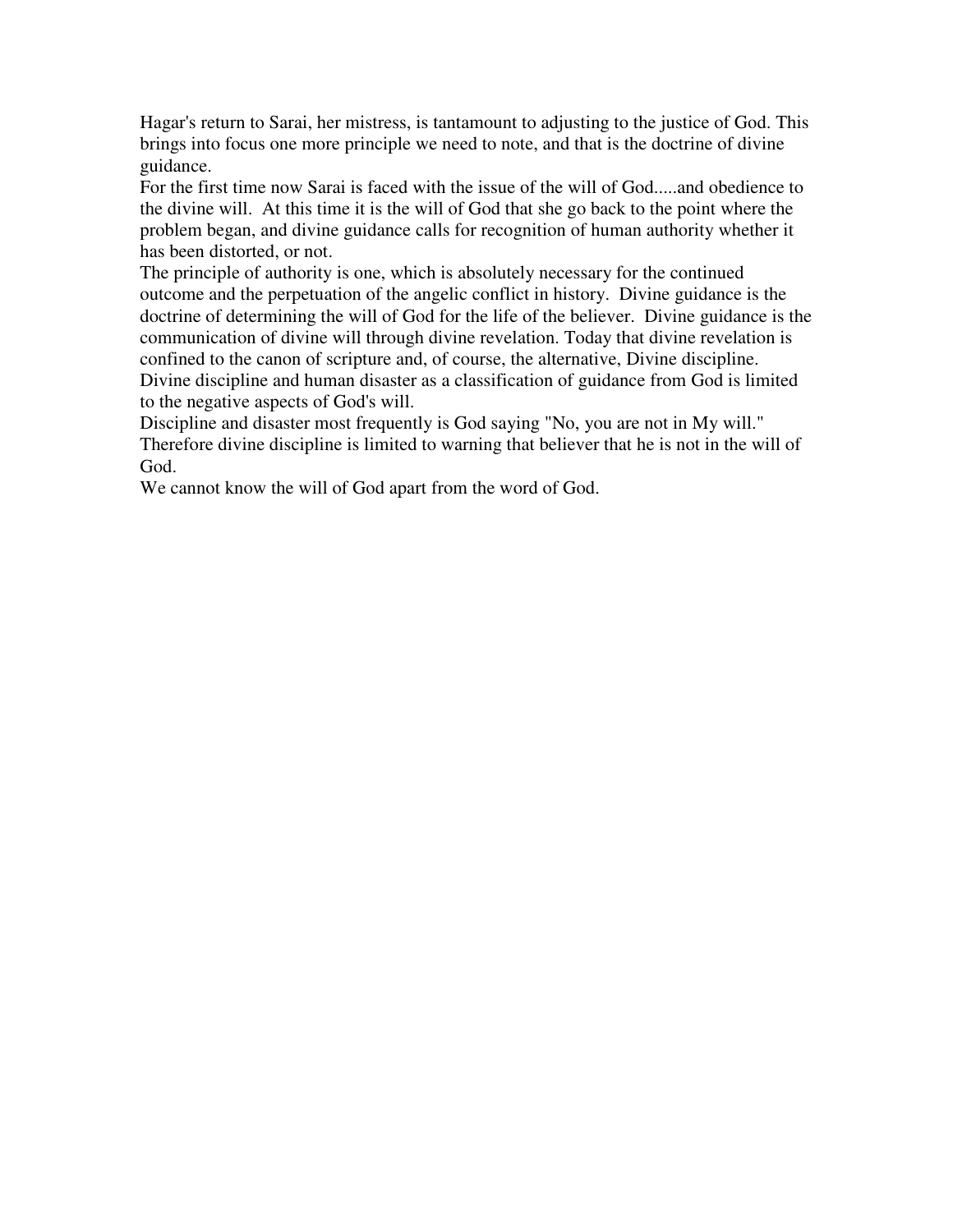Hagar's return to Sarai, her mistress, is tantamount to adjusting to the justice of God. This brings into focus one more principle we need to note, and that is the doctrine of divine guidance.

For the first time now Sarai is faced with the issue of the will of God.....and obedience to the divine will. At this time it is the will of God that she go back to the point where the problem began, and divine guidance calls for recognition of human authority whether it has been distorted, or not.

The principle of authority is one, which is absolutely necessary for the continued outcome and the perpetuation of the angelic conflict in history. Divine guidance is the doctrine of determining the will of God for the life of the believer. Divine guidance is the communication of divine will through divine revelation. Today that divine revelation is confined to the canon of scripture and, of course, the alternative, Divine discipline. Divine discipline and human disaster as a classification of guidance from God is limited to the negative aspects of God's will.

Discipline and disaster most frequently is God saying "No, you are not in My will." Therefore divine discipline is limited to warning that believer that he is not in the will of God.

We cannot know the will of God apart from the word of God.